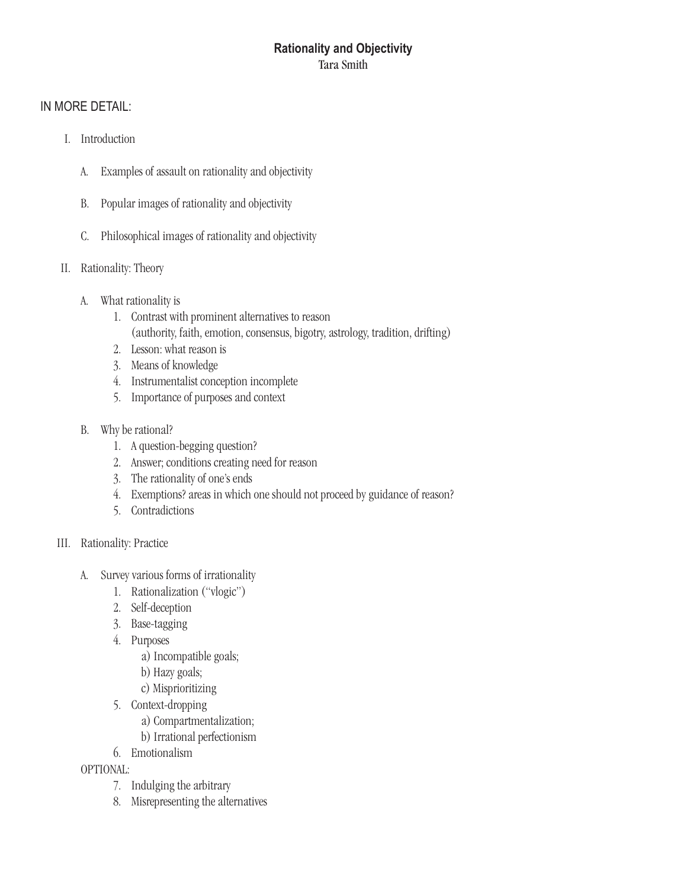# Rationality and Objectivity

Tara Smith

## IN MORE DETAIL:

I. Introduction

  A. Examples of assault on rationality and objectivity

  B. Popular images of rationality and objectivity

  C. Philosophical images of rationality and objectivity

II. Rationality: Theory

  A. What rationality is
    1. Contrast with prominent alternatives to reason (authority, faith, emotion, consensus, bigotry, astrology, tradition, drifting)
    2. Lesson: what reason is
    3. Means of knowledge
    4. Instrumentalist conception incomplete
    5. Importance of purposes and context

  B. Why be rational?
    1. A question-begging question?
    2. Answer; conditions creating need for reason
    3. The rationality of one's ends
    4. Exemptions? areas in which one should not proceed by guidance of reason?
    5. Contradictions

III. Rationality: Practice

  A. Survey various forms of irrationality
    1. Rationalization ("vlogic")
    2. Self-deception
    3. Base-tagging
    4. Purposes
      a) Incompatible goals;
      b) Hazy goals;
      c) Misprioritizing
    5. Context-dropping
      a) Compartmentalization;
      b) Irrational perfectionism
    6. Emotionalism

  OPTIONAL:

    7. Indulging the arbitrary
    8. Misrepresenting the alternatives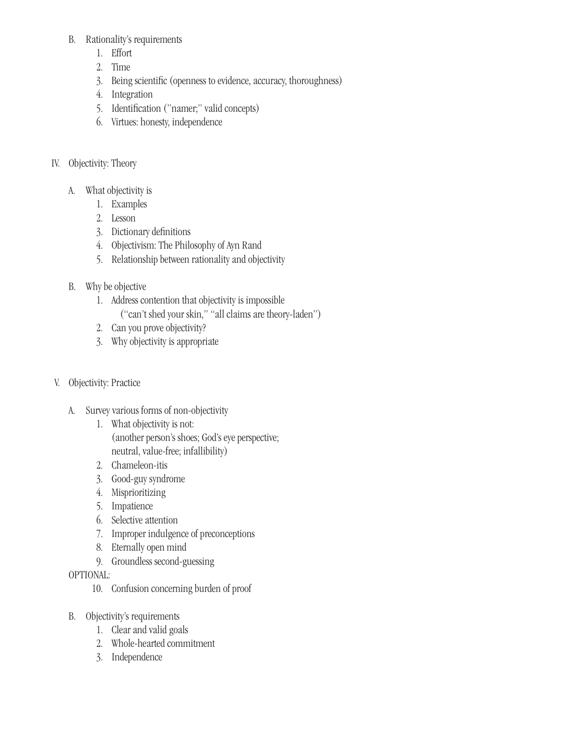B. Rationality's requirements
   1. Effort
   2. Time
   3. Being scientific (openness to evidence, accuracy, thoroughness)
   4. Integration
   5. Identification ("namer;" valid concepts)
   6. Virtues: honesty, independence

IV. Objectivity: Theory

   A. What objectivity is
      1. Examples
      2. Lesson
      3. Dictionary definitions
      4. Objectivism: The Philosophy of Ayn Rand
      5. Relationship between rationality and objectivity

   B. Why be objective
      1. Address contention that objectivity is impossible
         ("can't shed your skin," "all claims are theory-laden")
      2. Can you prove objectivity?
      3. Why objectivity is appropriate

V. Objectivity: Practice

   A. Survey various forms of non-objectivity
      1. What objectivity is not:
         (another person's shoes; God's eye perspective;
         neutral, value-free; infallibility)
      2. Chameleon-itis
      3. Good-guy syndrome
      4. Misprioritizing
      5. Impatience
      6. Selective attention
      7. Improper indulgence of preconceptions
      8. Eternally open mind
      9. Groundless second-guessing

   OPTIONAL:

      10. Confusion concerning burden of proof

   B. Objectivity's requirements
      1. Clear and valid goals
      2. Whole-hearted commitment
      3. Independence